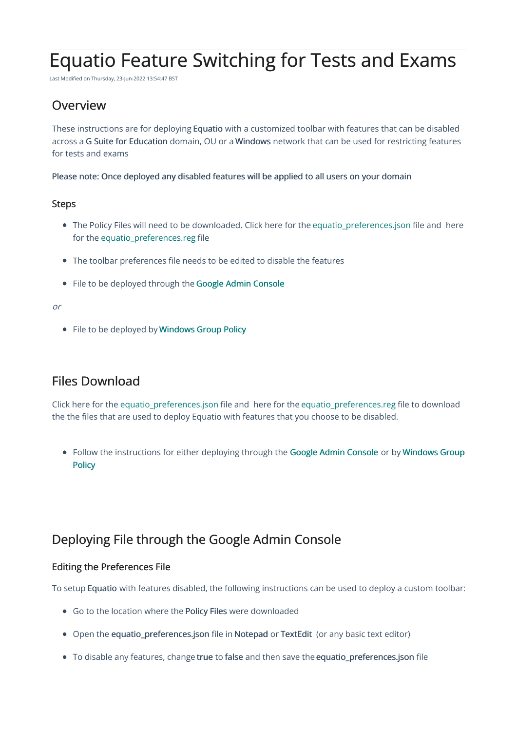# Equatio Feature Switching for Tests and Exams

Last Modified on Thursday, 23-Jun-2022 13:54:47 BST

## Overview

These instructions are for deploying **Equatio** with a customized toolbar with features that can be disabled across a **G Suite for Education** domain, OU or a **Windows** network that can be used for restricting features for tests and exams

**Please note: Once deployed any disabled features will be applied to all users on your domain**

### Steps

- The Policy Files will need to be downloaded. Click here for the equatio_preferences.json file and here for the equatio_preferences.reg file
- The toolbar preferences file needs to be edited to disable the features
- File to be deployed through the **Google Admin Console**

*or*

- File to be deployed by **Windows Group Policy**

## Files Download

Click here for the equatio_preferences.json file and here for the equatio_preferences.reg file to download the the files that are used to deploy Equatio with features that you choose to be disabled.

- Follow the instructions for either deploying through the **Google Admin Console** or by **Windows Group Policy**

## Deploying File through the Google Admin Console

### Editing the Preferences File

To setup **Equatio** with features disabled, the following instructions can be used to deploy a custom toolbar:

- Go to the location where the **Policy Files** were downloaded
- Open the **equatio_preferences.json** file in **Notepad** or **TextEdit** (or any basic text editor)
- To disable any features, change **true** to **false** and then save the **equatio_preferences.json** file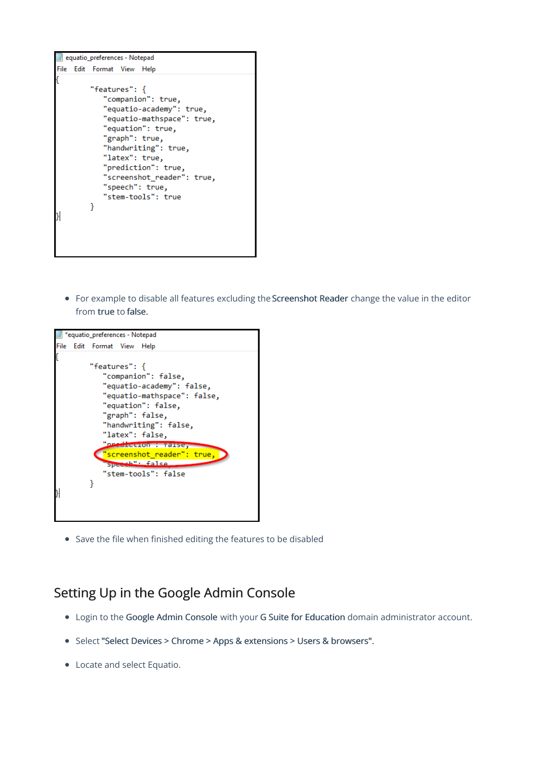```
{
    "features": {
        "companion": true,
        "equatio-academy": true,
        "equatio-mathspace": true,
        "equation": true,
        "graph": true,
        "handwriting": true,
        "latex": true,
        "prediction": true,
        "screenshot_reader": true,
        "speech": true,
        "stem-tools": true
    }
}
```

- For example to disable all features excluding the **Screenshot Reader** change the value in the editor from **true** to **false.**

```
{
    "features": {
        "companion": false,
        "equatio-academy": false,
        "equatio-mathspace": false,
        "equation": false,
        "graph": false,
        "handwriting": false,
        "latex": false,
        "prediction": false,
        "screenshot_reader": true,
        "speech": false,
        "stem-tools": false
    }
}
```

- Save the file when finished editing the features to be disabled

## Setting Up in the Google Admin Console

- Login to the **Google Admin Console** with your **G Suite for Education** domain administrator account.
- Select **"Select Devices > Chrome > Apps & extensions > Users & browsers".**
- Locate and select Equatio.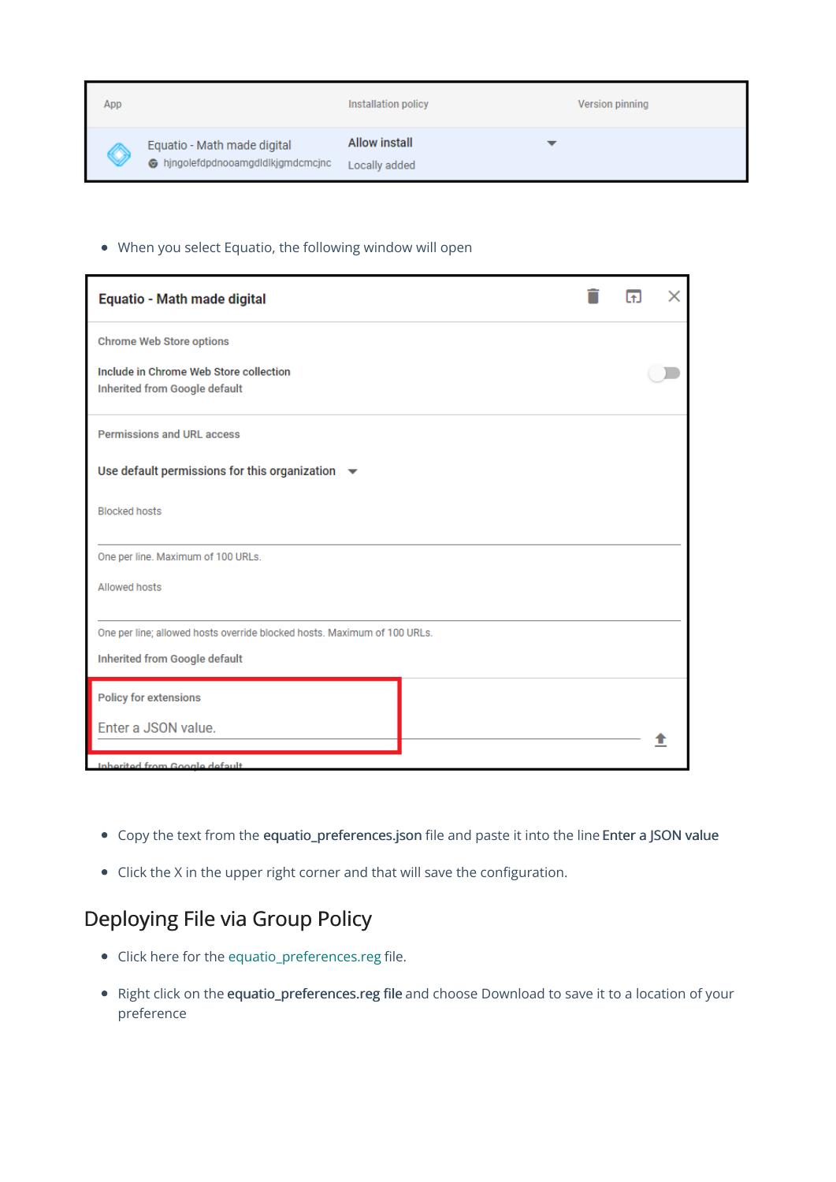| App | Installation policy | Version pinning |
|---|---|---|
| Equatio - Math made digital hjngolefdpdnooamgdldlkjgmdcmcjnc | Allow install Locally added | |

- When you select Equatio, the following window will open

**Equatio - Math made digital**

Chrome Web Store options

Include in Chrome Web Store collection
Inherited from Google default

Permissions and URL access

Use default permissions for this organization

Blocked hosts

One per line. Maximum of 100 URLs.

Allowed hosts

One per line; allowed hosts override blocked hosts. Maximum of 100 URLs.

Inherited from Google default

Policy for extensions

Enter a JSON value.

Inherited from Google default

- Copy the text from the **equatio_preferences.json** file and paste it into the line **Enter a JSON value**
- Click the X in the upper right corner and that will save the configuration.

## Deploying File via Group Policy

- Click here for the equatio_preferences.reg file.
- Right click on the **equatio_preferences.reg file** and choose Download to save it to a location of your preference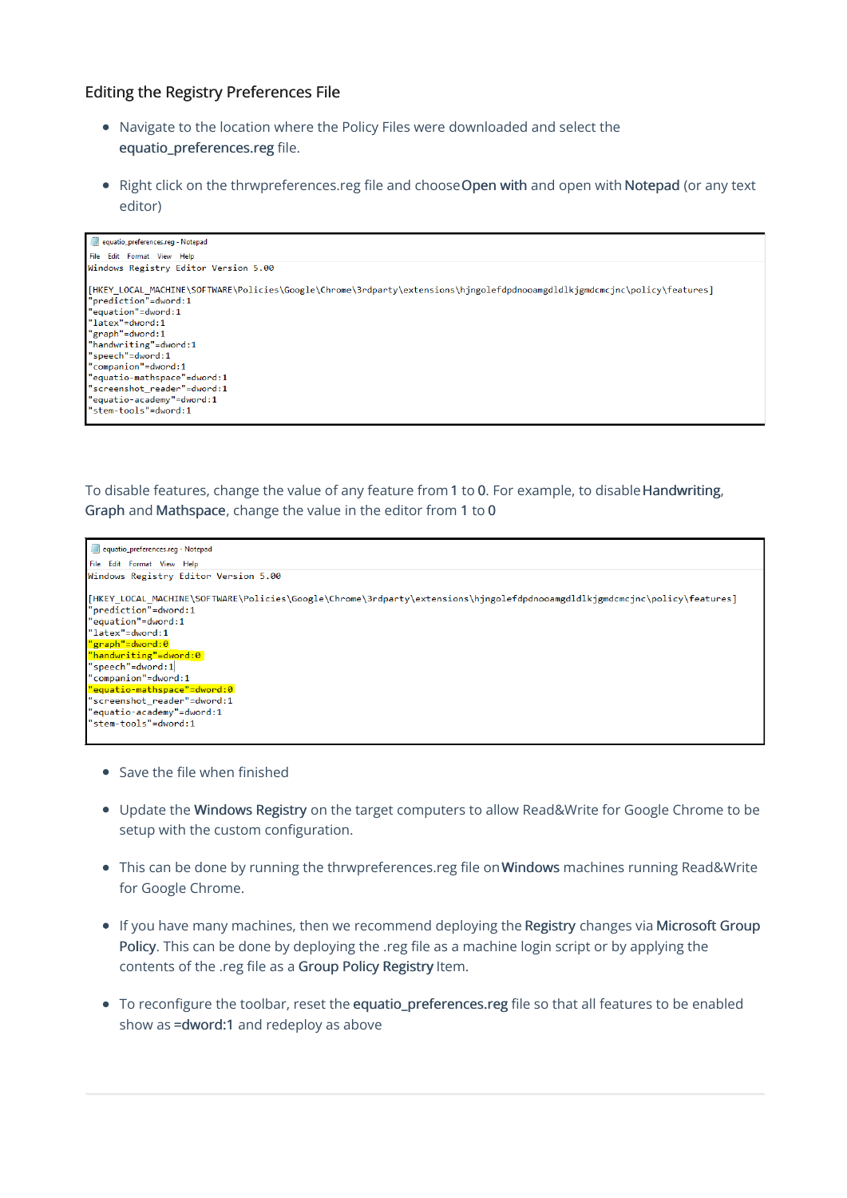### Editing the Registry Preferences File

- Navigate to the location where the Policy Files were downloaded and select the **equatio_preferences.reg** file.
- Right click on the thrwpreferences.reg file and choose **Open with** and open with **Notepad** (or any text editor)

```
equatio_preferences.reg - Notepad
File  Edit  Format  View  Help
Windows Registry Editor Version 5.00

[HKEY_LOCAL_MACHINE\SOFTWARE\Policies\Google\Chrome\3rdparty\extensions\hjngolefdpdnooamgdldlkjgmdcmcjnc\policy\features]
"prediction"=dword:1
"equation"=dword:1
"latex"=dword:1
"graph"=dword:1
"handwriting"=dword:1
"speech"=dword:1
"companion"=dword:1
"equatio-mathspace"=dword:1
"screenshot_reader"=dword:1
"equatio-academy"=dword:1
"stem-tools"=dword:1
```

To disable features, change the value of any feature from **1** to **0**. For example, to disable **Handwriting**, **Graph** and **Mathspace**, change the value in the editor from **1** to **0**

```
equatio_preferences.reg - Notepad
File  Edit  Format  View  Help
Windows Registry Editor Version 5.00

[HKEY_LOCAL_MACHINE\SOFTWARE\Policies\Google\Chrome\3rdparty\extensions\hjngolefdpdnooamgdldlkjgmdcmcjnc\policy\features]
"prediction"=dword:1
"equation"=dword:1
"latex"=dword:1
"graph"=dword:0
"handwriting"=dword:0
"speech"=dword:1
"companion"=dword:1
"equatio-mathspace"=dword:0
"screenshot_reader"=dword:1
"equatio-academy"=dword:1
"stem-tools"=dword:1
```

- Save the file when finished
- Update the **Windows Registry** on the target computers to allow Read&Write for Google Chrome to be setup with the custom configuration.
- This can be done by running the thrwpreferences.reg file on **Windows** machines running Read&Write for Google Chrome.
- If you have many machines, then we recommend deploying the **Registry** changes via **Microsoft Group Policy**. This can be done by deploying the .reg file as a machine login script or by applying the contents of the .reg file as a **Group Policy Registry** Item.
- To reconfigure the toolbar, reset the **equatio_preferences.reg** file so that all features to be enabled show as **=dword:1** and redeploy as above